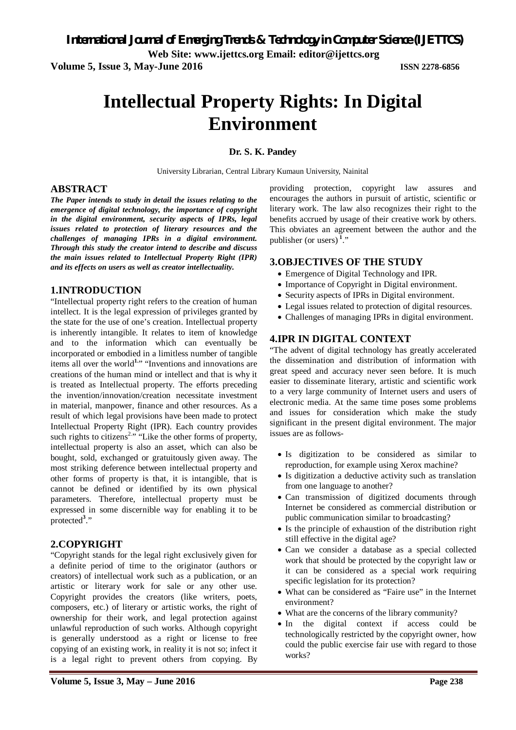# Intellectual Property Rights: In Digital Environment

**Dr. S. K. Pandey**

University Librarian, Central Library Kumaun University, Nainital

## ABSTRACT

***The Paper intends to study in detail the issues relating to the emergence of digital technology, the importance of copyright in the digital environment, security aspects of IPRs, legal issues related to protection of literary resources and the challenges of managing IPRs in a digital environment. Through this study the creator intend to describe and discuss the main issues related to Intellectual Property Right (IPR) and its effects on users as well as creator intellectuality.***

## 1.INTRODUCTION

"Intellectual property right refers to the creation of human intellect. It is the legal expression of privileges granted by the state for the use of one's creation. Intellectual property is inherently intangible. It relates to item of knowledge and to the information which can eventually be incorporated or embodied in a limitless number of tangible items all over the world[1]." "Inventions and innovations are creations of the human mind or intellect and that is why it is treated as Intellectual property. The efforts preceding the invention/innovation/creation necessitate investment in material, manpower, finance and other resources. As a result of which legal provisions have been made to protect Intellectual Property Right (IPR). Each country provides such rights to citizens[2]." "Like the other forms of property, intellectual property is also an asset, which can also be bought, sold, exchanged or gratuitously given away. The most striking deference between intellectual property and other forms of property is that, it is intangible, that is cannot be defined or identified by its own physical parameters. Therefore, intellectual property must be expressed in some discernible way for enabling it to be protected[3]."

## 2.COPYRIGHT

"Copyright stands for the legal right exclusively given for a definite period of time to the originator (authors or creators) of intellectual work such as a publication, or an artistic or literary work for sale or any other use. Copyright provides the creators (like writers, poets, composers, etc.) of literary or artistic works, the right of ownership for their work, and legal protection against unlawful reproduction of such works. Although copyright is generally understood as a right or license to free copying of an existing work, in reality it is not so; infect it is a legal right to prevent others from copying. By providing protection, copyright law assures and encourages the authors in pursuit of artistic, scientific or literary work. The law also recognizes their right to the benefits accrued by usage of their creative work by others. This obviates an agreement between the author and the publisher (or users)[1]."

## 3.OBJECTIVES OF THE STUDY

- Emergence of Digital Technology and IPR.
- Importance of Copyright in Digital environment.
- Security aspects of IPRs in Digital environment.
- Legal issues related to protection of digital resources.
- Challenges of managing IPRs in digital environment.

## 4.IPR IN DIGITAL CONTEXT

"The advent of digital technology has greatly accelerated the dissemination and distribution of information with great speed and accuracy never seen before. It is much easier to disseminate literary, artistic and scientific work to a very large community of Internet users and users of electronic media. At the same time poses some problems and issues for consideration which make the study significant in the present digital environment. The major issues are as follows-

- Is digitization to be considered as similar to reproduction, for example using Xerox machine?
- Is digitization a deductive activity such as translation from one language to another?
- Can transmission of digitized documents through Internet be considered as commercial distribution or public communication similar to broadcasting?
- Is the principle of exhaustion of the distribution right still effective in the digital age?
- Can we consider a database as a special collected work that should be protected by the copyright law or it can be considered as a special work requiring specific legislation for its protection?
- What can be considered as "Faire use" in the Internet environment?
- What are the concerns of the library community?
- In the digital context if access could be technologically restricted by the copyright owner, how could the public exercise fair use with regard to those works?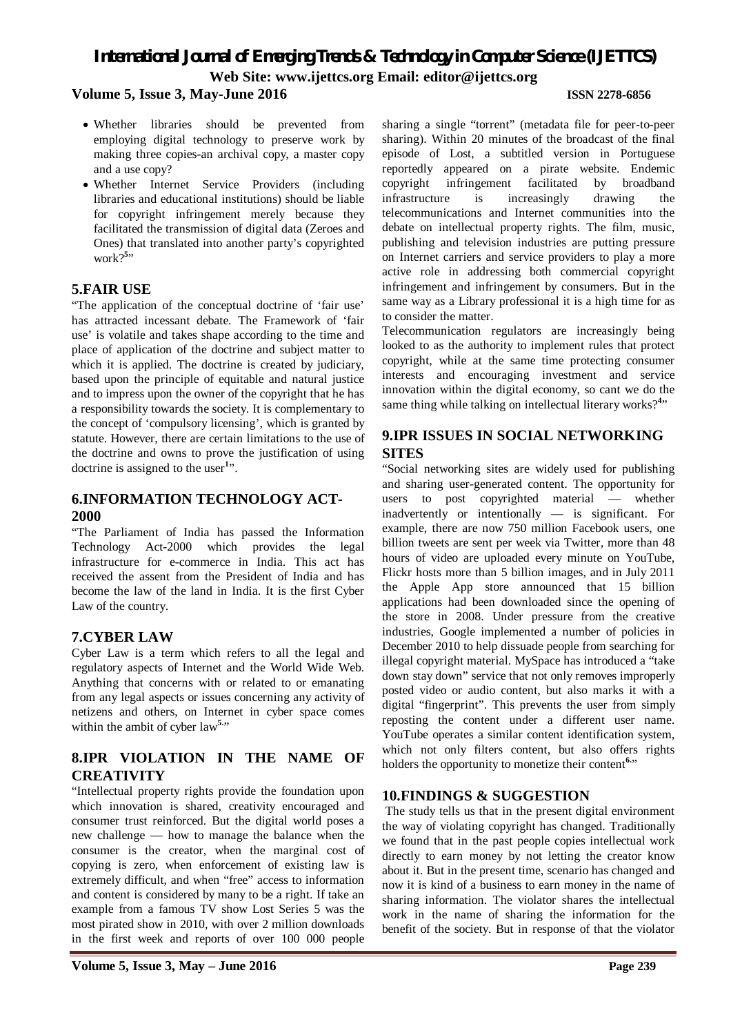- Whether libraries should be prevented from employing digital technology to preserve work by making three copies-an archival copy, a master copy and a use copy?
- Whether Internet Service Providers (including libraries and educational institutions) should be liable for copyright infringement merely because they facilitated the transmission of digital data (Zeroes and Ones) that translated into another party's copyrighted work?[5]"

## 5.FAIR USE

"The application of the conceptual doctrine of 'fair use' has attracted incessant debate. The Framework of 'fair use' is volatile and takes shape according to the time and place of application of the doctrine and subject matter to which it is applied. The doctrine is created by judiciary, based upon the principle of equitable and natural justice and to impress upon the owner of the copyright that he has a responsibility towards the society. It is complementary to the concept of 'compulsory licensing', which is granted by statute. However, there are certain limitations to the use of the doctrine and owns to prove the justification of using doctrine is assigned to the user[1]".

## 6.INFORMATION TECHNOLOGY ACT-2000

"The Parliament of India has passed the Information Technology Act-2000 which provides the legal infrastructure for e-commerce in India. This act has received the assent from the President of India and has become the law of the land in India. It is the first Cyber Law of the country.

## 7.CYBER LAW

Cyber Law is a term which refers to all the legal and regulatory aspects of Internet and the World Wide Web. Anything that concerns with or related to or emanating from any legal aspects or issues concerning any activity of netizens and others, on Internet in cyber space comes within the ambit of cyber law[5]."

## 8.IPR VIOLATION IN THE NAME OF CREATIVITY

"Intellectual property rights provide the foundation upon which innovation is shared, creativity encouraged and consumer trust reinforced. But the digital world poses a new challenge — how to manage the balance when the consumer is the creator, when the marginal cost of copying is zero, when enforcement of existing law is extremely difficult, and when "free" access to information and content is considered by many to be a right. If take an example from a famous TV show Lost Series 5 was the most pirated show in 2010, with over 2 million downloads in the first week and reports of over 100 000 people sharing a single "torrent" (metadata file for peer-to-peer sharing). Within 20 minutes of the broadcast of the final episode of Lost, a subtitled version in Portuguese reportedly appeared on a pirate website. Endemic copyright infringement facilitated by broadband infrastructure is increasingly drawing the telecommunications and Internet communities into the debate on intellectual property rights. The film, music, publishing and television industries are putting pressure on Internet carriers and service providers to play a more active role in addressing both commercial copyright infringement and infringement by consumers. But in the same way as a Library professional it is a high time for as to consider the matter.

Telecommunication regulators are increasingly being looked to as the authority to implement rules that protect copyright, while at the same time protecting consumer interests and encouraging investment and service innovation within the digital economy, so cant we do the same thing while talking on intellectual literary works?[4]"

## 9.IPR ISSUES IN SOCIAL NETWORKING SITES

"Social networking sites are widely used for publishing and sharing user-generated content. The opportunity for users to post copyrighted material — whether inadvertently or intentionally — is significant. For example, there are now 750 million Facebook users, one billion tweets are sent per week via Twitter, more than 48 hours of video are uploaded every minute on YouTube, Flickr hosts more than 5 billion images, and in July 2011 the Apple App store announced that 15 billion applications had been downloaded since the opening of the store in 2008. Under pressure from the creative industries, Google implemented a number of policies in December 2010 to help dissuade people from searching for illegal copyright material. MySpace has introduced a "take down stay down" service that not only removes improperly posted video or audio content, but also marks it with a digital "fingerprint". This prevents the user from simply reposting the content under a different user name. YouTube operates a similar content identification system, which not only filters content, but also offers rights holders the opportunity to monetize their content[6]."

## 10.FINDINGS & SUGGESTION

The study tells us that in the present digital environment the way of violating copyright has changed. Traditionally we found that in the past people copies intellectual work directly to earn money by not letting the creator know about it. But in the present time, scenario has changed and now it is kind of a business to earn money in the name of sharing information. The violator shares the intellectual work in the name of sharing the information for the benefit of the society. But in response of that the violator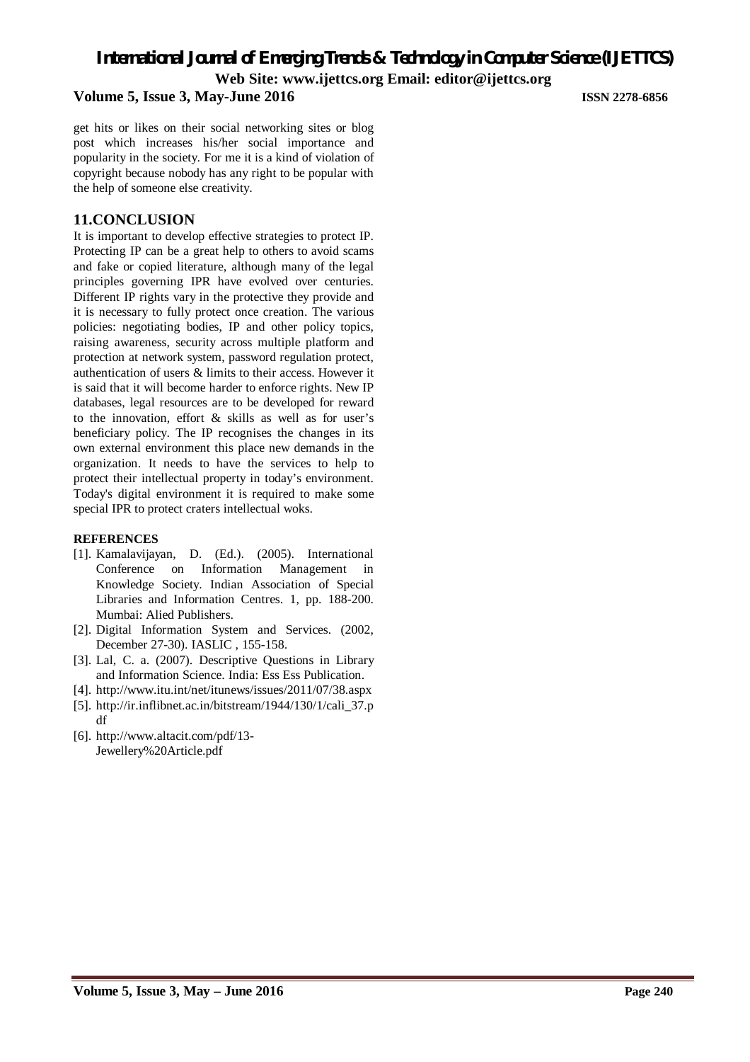get hits or likes on their social networking sites or blog post which increases his/her social importance and popularity in the society. For me it is a kind of violation of copyright because nobody has any right to be popular with the help of someone else creativity.

## 11.CONCLUSION

It is important to develop effective strategies to protect IP. Protecting IP can be a great help to others to avoid scams and fake or copied literature, although many of the legal principles governing IPR have evolved over centuries. Different IP rights vary in the protective they provide and it is necessary to fully protect once creation. The various policies: negotiating bodies, IP and other policy topics, raising awareness, security across multiple platform and protection at network system, password regulation protect, authentication of users & limits to their access. However it is said that it will become harder to enforce rights. New IP databases, legal resources are to be developed for reward to the innovation, effort & skills as well as for user's beneficiary policy. The IP recognises the changes in its own external environment this place new demands in the organization. It needs to have the services to help to protect their intellectual property in today's environment. Today's digital environment it is required to make some special IPR to protect craters intellectual woks.

**REFERENCES**

[1]. Kamalavijayan, D. (Ed.). (2005). International Conference on Information Management in Knowledge Society. Indian Association of Special Libraries and Information Centres. 1, pp. 188-200. Mumbai: Alied Publishers.

[2]. Digital Information System and Services. (2002, December 27-30). IASLIC , 155-158.

[3]. Lal, C. a. (2007). Descriptive Questions in Library and Information Science. India: Ess Ess Publication.

[4]. http://www.itu.int/net/itunews/issues/2011/07/38.aspx

[5]. http://ir.inflibnet.ac.in/bitstream/1944/130/1/cali_37.pdf

[6]. http://www.altacit.com/pdf/13-Jewellery%20Article.pdf